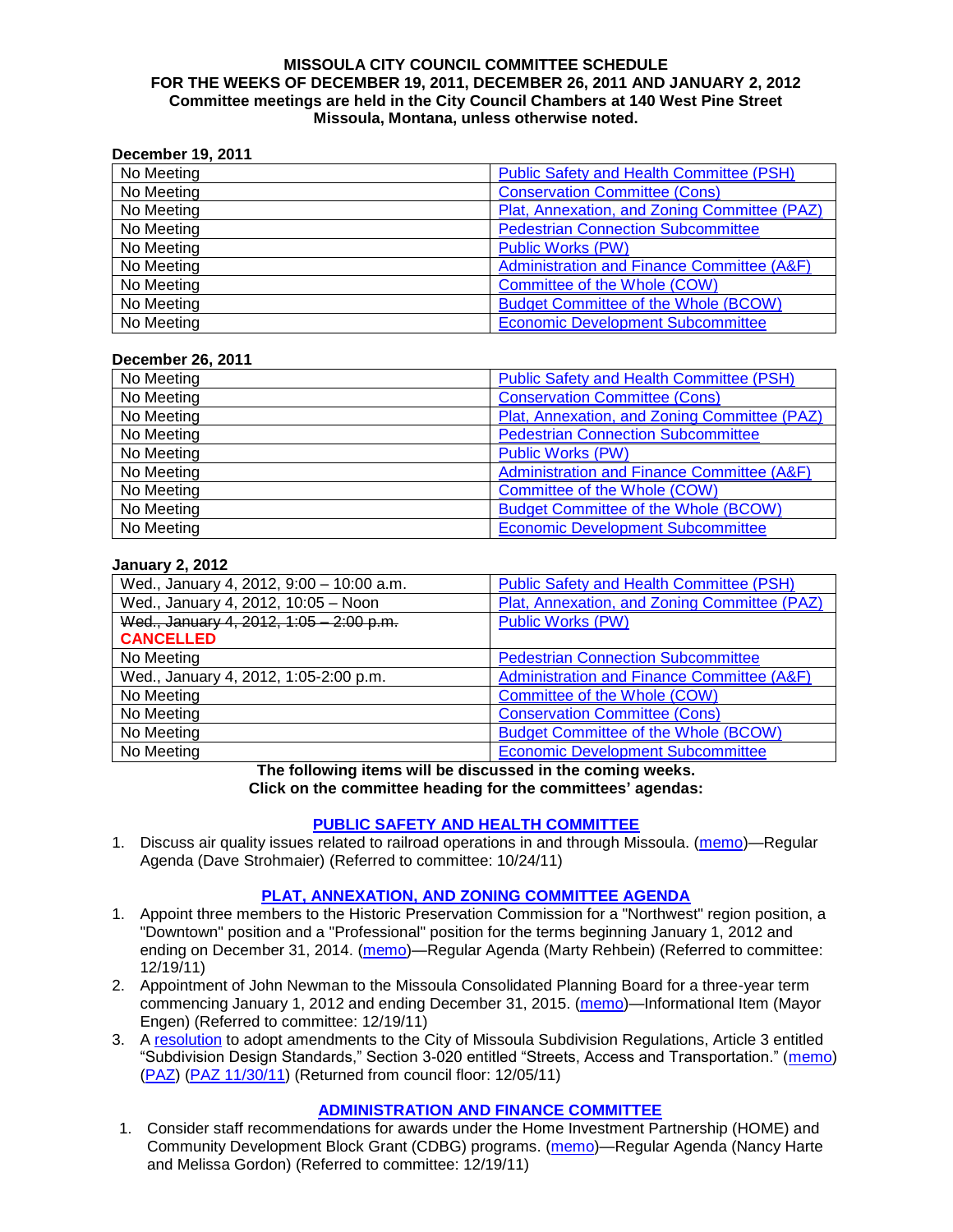**MISSOULA CITY COUNCIL COMMITTEE SCHEDULE**
**FOR THE WEEKS OF DECEMBER 19, 2011, DECEMBER 26, 2011 AND JANUARY 2, 2012**
**Committee meetings are held in the City Council Chambers at 140 West Pine Street Missoula, Montana, unless otherwise noted.**

**December 19, 2011**

| | |
|---|---|
| No Meeting | Public Safety and Health Committee (PSH) |
| No Meeting | Conservation Committee (Cons) |
| No Meeting | Plat, Annexation, and Zoning Committee (PAZ) |
| No Meeting | Pedestrian Connection Subcommittee |
| No Meeting | Public Works (PW) |
| No Meeting | Administration and Finance Committee (A&F) |
| No Meeting | Committee of the Whole (COW) |
| No Meeting | Budget Committee of the Whole (BCOW) |
| No Meeting | Economic Development Subcommittee |

**December 26, 2011**

| | |
|---|---|
| No Meeting | Public Safety and Health Committee (PSH) |
| No Meeting | Conservation Committee (Cons) |
| No Meeting | Plat, Annexation, and Zoning Committee (PAZ) |
| No Meeting | Pedestrian Connection Subcommittee |
| No Meeting | Public Works (PW) |
| No Meeting | Administration and Finance Committee (A&F) |
| No Meeting | Committee of the Whole (COW) |
| No Meeting | Budget Committee of the Whole (BCOW) |
| No Meeting | Economic Development Subcommittee |

**January 2, 2012**

| | |
|---|---|
| Wed., January 4, 2012, 9:00 – 10:00 a.m. | Public Safety and Health Committee (PSH) |
| Wed., January 4, 2012, 10:05 – Noon | Plat, Annexation, and Zoning Committee (PAZ) |
| ~~Wed., January 4, 2012, 1:05 – 2:00 p.m.~~ **CANCELLED** | Public Works (PW) |
| No Meeting | Pedestrian Connection Subcommittee |
| Wed., January 4, 2012, 1:05-2:00 p.m. | Administration and Finance Committee (A&F) |
| No Meeting | Committee of the Whole (COW) |
| No Meeting | Conservation Committee (Cons) |
| No Meeting | Budget Committee of the Whole (BCOW) |
| No Meeting | Economic Development Subcommittee |

**The following items will be discussed in the coming weeks.**
**Click on the committee heading for the committees' agendas:**

## PUBLIC SAFETY AND HEALTH COMMITTEE

1. Discuss air quality issues related to railroad operations in and through Missoula. (memo)—Regular Agenda (Dave Strohmaier) (Referred to committee: 10/24/11)

## PLAT, ANNEXATION, AND ZONING COMMITTEE AGENDA

1. Appoint three members to the Historic Preservation Commission for a "Northwest" region position, a "Downtown" position and a "Professional" position for the terms beginning January 1, 2012 and ending on December 31, 2014. (memo)—Regular Agenda (Marty Rehbein) (Referred to committee: 12/19/11)
2. Appointment of John Newman to the Missoula Consolidated Planning Board for a three-year term commencing January 1, 2012 and ending December 31, 2015. (memo)—Informational Item (Mayor Engen) (Referred to committee: 12/19/11)
3. A resolution to adopt amendments to the City of Missoula Subdivision Regulations, Article 3 entitled "Subdivision Design Standards," Section 3-020 entitled "Streets, Access and Transportation." (memo) (PAZ) (PAZ 11/30/11) (Returned from council floor: 12/05/11)

## ADMINISTRATION AND FINANCE COMMITTEE

1. Consider staff recommendations for awards under the Home Investment Partnership (HOME) and Community Development Block Grant (CDBG) programs. (memo)—Regular Agenda (Nancy Harte and Melissa Gordon) (Referred to committee: 12/19/11)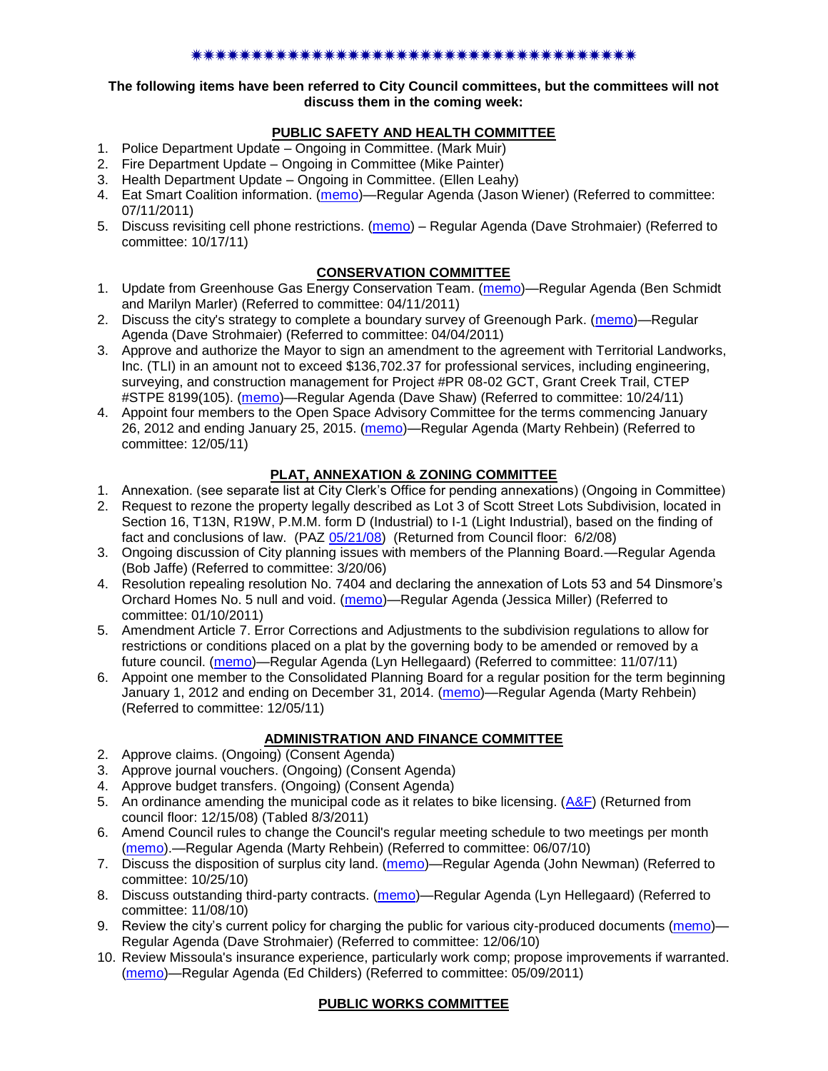✷✷✷✷✷✷✷✷✷✷✷✷✷✷✷✷✷✷✷✷✷✷✷✷✷✷✷✷✷✷✷✷✷✷✷✷✷✷✷✷

**The following items have been referred to City Council committees, but the committees will not discuss them in the coming week:**

## PUBLIC SAFETY AND HEALTH COMMITTEE

1. Police Department Update – Ongoing in Committee. (Mark Muir)
2. Fire Department Update – Ongoing in Committee (Mike Painter)
3. Health Department Update – Ongoing in Committee. (Ellen Leahy)
4. Eat Smart Coalition information. (memo)—Regular Agenda (Jason Wiener) (Referred to committee: 07/11/2011)
5. Discuss revisiting cell phone restrictions. (memo) – Regular Agenda (Dave Strohmaier) (Referred to committee: 10/17/11)

## CONSERVATION COMMITTEE

1. Update from Greenhouse Gas Energy Conservation Team. (memo)—Regular Agenda (Ben Schmidt and Marilyn Marler) (Referred to committee: 04/11/2011)
2. Discuss the city's strategy to complete a boundary survey of Greenough Park. (memo)—Regular Agenda (Dave Strohmaier) (Referred to committee: 04/04/2011)
3. Approve and authorize the Mayor to sign an amendment to the agreement with Territorial Landworks, Inc. (TLI) in an amount not to exceed $136,702.37 for professional services, including engineering, surveying, and construction management for Project #PR 08-02 GCT, Grant Creek Trail, CTEP #STPE 8199(105). (memo)—Regular Agenda (Dave Shaw) (Referred to committee: 10/24/11)
4. Appoint four members to the Open Space Advisory Committee for the terms commencing January 26, 2012 and ending January 25, 2015. (memo)—Regular Agenda (Marty Rehbein) (Referred to committee: 12/05/11)

## PLAT, ANNEXATION & ZONING COMMITTEE

1. Annexation. (see separate list at City Clerk's Office for pending annexations) (Ongoing in Committee)
2. Request to rezone the property legally described as Lot 3 of Scott Street Lots Subdivision, located in Section 16, T13N, R19W, P.M.M. form D (Industrial) to I-1 (Light Industrial), based on the finding of fact and conclusions of law. (PAZ 05/21/08) (Returned from Council floor: 6/2/08)
3. Ongoing discussion of City planning issues with members of the Planning Board.—Regular Agenda (Bob Jaffe) (Referred to committee: 3/20/06)
4. Resolution repealing resolution No. 7404 and declaring the annexation of Lots 53 and 54 Dinsmore's Orchard Homes No. 5 null and void. (memo)—Regular Agenda (Jessica Miller) (Referred to committee: 01/10/2011)
5. Amendment Article 7. Error Corrections and Adjustments to the subdivision regulations to allow for restrictions or conditions placed on a plat by the governing body to be amended or removed by a future council. (memo)—Regular Agenda (Lyn Hellegaard) (Referred to committee: 11/07/11)
6. Appoint one member to the Consolidated Planning Board for a regular position for the term beginning January 1, 2012 and ending on December 31, 2014. (memo)—Regular Agenda (Marty Rehbein) (Referred to committee: 12/05/11)

## ADMINISTRATION AND FINANCE COMMITTEE

2. Approve claims. (Ongoing) (Consent Agenda)
3. Approve journal vouchers. (Ongoing) (Consent Agenda)
4. Approve budget transfers. (Ongoing) (Consent Agenda)
5. An ordinance amending the municipal code as it relates to bike licensing. (A&F) (Returned from council floor: 12/15/08) (Tabled 8/3/2011)
6. Amend Council rules to change the Council's regular meeting schedule to two meetings per month (memo).—Regular Agenda (Marty Rehbein) (Referred to committee: 06/07/10)
7. Discuss the disposition of surplus city land. (memo)—Regular Agenda (John Newman) (Referred to committee: 10/25/10)
8. Discuss outstanding third-party contracts. (memo)—Regular Agenda (Lyn Hellegaard) (Referred to committee: 11/08/10)
9. Review the city's current policy for charging the public for various city-produced documents (memo)—Regular Agenda (Dave Strohmaier) (Referred to committee: 12/06/10)
10. Review Missoula's insurance experience, particularly work comp; propose improvements if warranted. (memo)—Regular Agenda (Ed Childers) (Referred to committee: 05/09/2011)

## PUBLIC WORKS COMMITTEE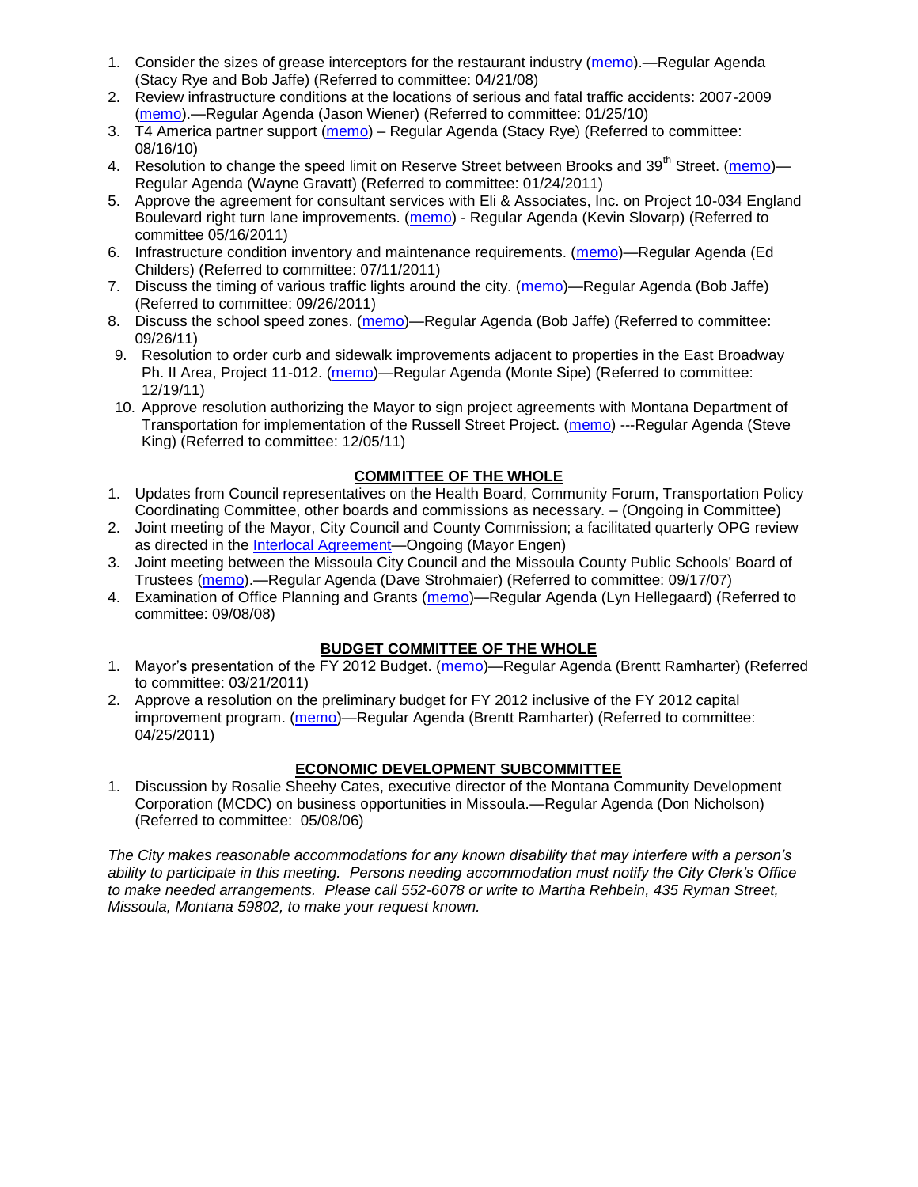1. Consider the sizes of grease interceptors for the restaurant industry (memo).—Regular Agenda (Stacy Rye and Bob Jaffe) (Referred to committee: 04/21/08)
2. Review infrastructure conditions at the locations of serious and fatal traffic accidents: 2007-2009 (memo).—Regular Agenda (Jason Wiener) (Referred to committee: 01/25/10)
3. T4 America partner support (memo) – Regular Agenda (Stacy Rye) (Referred to committee: 08/16/10)
4. Resolution to change the speed limit on Reserve Street between Brooks and 39th Street. (memo)—Regular Agenda (Wayne Gravatt) (Referred to committee: 01/24/2011)
5. Approve the agreement for consultant services with Eli & Associates, Inc. on Project 10-034 England Boulevard right turn lane improvements. (memo) - Regular Agenda (Kevin Slovarp) (Referred to committee 05/16/2011)
6. Infrastructure condition inventory and maintenance requirements. (memo)—Regular Agenda (Ed Childers) (Referred to committee: 07/11/2011)
7. Discuss the timing of various traffic lights around the city. (memo)—Regular Agenda (Bob Jaffe) (Referred to committee: 09/26/2011)
8. Discuss the school speed zones. (memo)—Regular Agenda (Bob Jaffe) (Referred to committee: 09/26/11)
9. Resolution to order curb and sidewalk improvements adjacent to properties in the East Broadway Ph. II Area, Project 11-012. (memo)—Regular Agenda (Monte Sipe) (Referred to committee: 12/19/11)
10. Approve resolution authorizing the Mayor to sign project agreements with Montana Department of Transportation for implementation of the Russell Street Project. (memo) ---Regular Agenda (Steve King) (Referred to committee: 12/05/11)

## COMMITTEE OF THE WHOLE

1. Updates from Council representatives on the Health Board, Community Forum, Transportation Policy Coordinating Committee, other boards and commissions as necessary. – (Ongoing in Committee)
2. Joint meeting of the Mayor, City Council and County Commission; a facilitated quarterly OPG review as directed in the Interlocal Agreement—Ongoing (Mayor Engen)
3. Joint meeting between the Missoula City Council and the Missoula County Public Schools' Board of Trustees (memo).—Regular Agenda (Dave Strohmaier) (Referred to committee: 09/17/07)
4. Examination of Office Planning and Grants (memo)—Regular Agenda (Lyn Hellegaard) (Referred to committee: 09/08/08)

## BUDGET COMMITTEE OF THE WHOLE

1. Mayor's presentation of the FY 2012 Budget. (memo)—Regular Agenda (Brentt Ramharter) (Referred to committee: 03/21/2011)
2. Approve a resolution on the preliminary budget for FY 2012 inclusive of the FY 2012 capital improvement program. (memo)—Regular Agenda (Brentt Ramharter) (Referred to committee: 04/25/2011)

## ECONOMIC DEVELOPMENT SUBCOMMITTEE

1. Discussion by Rosalie Sheehy Cates, executive director of the Montana Community Development Corporation (MCDC) on business opportunities in Missoula.—Regular Agenda (Don Nicholson) (Referred to committee: 05/08/06)

*The City makes reasonable accommodations for any known disability that may interfere with a person's ability to participate in this meeting. Persons needing accommodation must notify the City Clerk's Office to make needed arrangements. Please call 552-6078 or write to Martha Rehbein, 435 Ryman Street, Missoula, Montana 59802, to make your request known.*